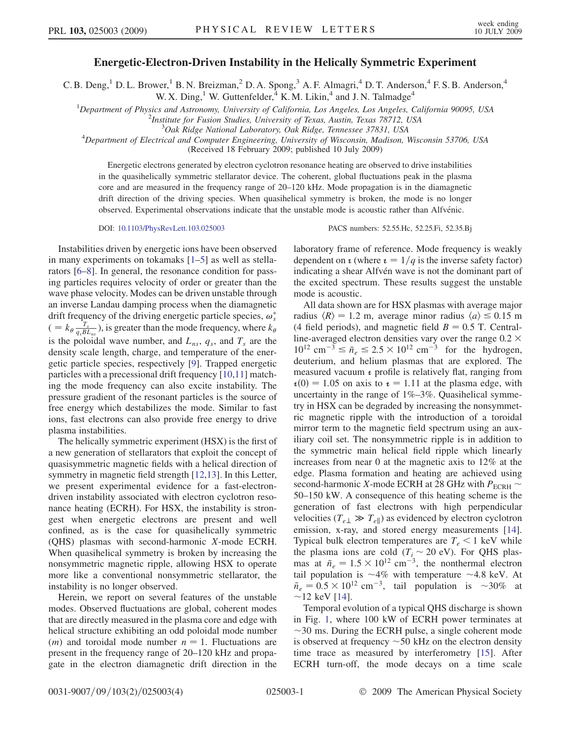# Energetic-Electron-Driven Instability in the Helically Symmetric Experiment

C. B. Deng,[1] D. L. Brower,[1] B. N. Breizman,[2] D. A. Spong,[3] A. F. Almagri,[4] D. T. Anderson,[4] F. S. B. Anderson,[4] W. X. Ding,[1] W. Guttenfelder,[4] K. M. Likin,[4] and J. N. Talmadge[4]

[1]Department of Physics and Astronomy, University of California, Los Angeles, California 90095, USA
[2]Institute for Fusion Studies, University of Texas, Austin, Texas 78712, USA
[3]Oak Ridge National Laboratory, Oak Ridge, Tennessee 37831, USA
[4]Department of Electrical and Computer Engineering, University of Wisconsin, Madison, Wisconsin 53706, USA

(Received 18 February 2009; published 10 July 2009)

Energetic electrons generated by electron cyclotron resonance heating are observed to drive instabilities in the quasihelically symmetric stellarator device. The coherent, global fluctuations peak in the plasma core and are measured in the frequency range of 20–120 kHz. Mode propagation is in the diamagnetic drift direction of the driving species. When quasihelical symmetry is broken, the mode is no longer observed. Experimental observations indicate that the unstable mode is acoustic rather than Alfvénic.

DOI: 10.1103/PhysRevLett.103.025003 PACS numbers: 52.55.Hc, 52.25.Fi, 52.35.Bj

Instabilities driven by energetic ions have been observed in many experiments on tokamaks [1–5] as well as stellarators [6–8]. In general, the resonance condition for passing particles requires velocity of order or greater than the wave phase velocity. Modes can be driven unstable through an inverse Landau damping process when the diamagnetic drift frequency of the driving energetic particle species, $\omega_s^*$ ($= k_\theta \frac{T_s}{q_s B L_{ns}}$), is greater than the mode frequency, where $k_\theta$ is the poloidal wave number, and $L_{ns}$, $q_s$, and $T_s$ are the density scale length, charge, and temperature of the energetic particle species, respectively [9]. Trapped energetic particles with a precessional drift frequency [10,11] matching the mode frequency can also excite instability. The pressure gradient of the resonant particles is the source of free energy which destabilizes the mode. Similar to fast ions, fast electrons can also provide free energy to drive plasma instabilities.

The helically symmetric experiment (HSX) is the first of a new generation of stellarators that exploit the concept of quasisymmetric magnetic fields with a helical direction of symmetry in magnetic field strength [12,13]. In this Letter, we present experimental evidence for a fast-electron-driven instability associated with electron cyclotron resonance heating (ECRH). For HSX, the instability is strongest when energetic electrons are present and well confined, as is the case for quasihelically symmetric (QHS) plasmas with second-harmonic $X$-mode ECRH. When quasihelical symmetry is broken by increasing the nonsymmetric magnetic ripple, allowing HSX to operate more like a conventional nonsymmetric stellarator, the instability is no longer observed.

Herein, we report on several features of the unstable modes. Observed fluctuations are global, coherent modes that are directly measured in the plasma core and edge with helical structure exhibiting an odd poloidal mode number ($m$) and toroidal mode number $n = 1$. Fluctuations are present in the frequency range of 20–120 kHz and propagate in the electron diamagnetic drift direction in the laboratory frame of reference. Mode frequency is weakly dependent on $\iota$ (where $\iota = 1/q$ is the inverse safety factor) indicating a shear Alfvén wave is not the dominant part of the excited spectrum. These results suggest the unstable mode is acoustic.

All data shown are for HSX plasmas with average major radius $\langle R \rangle = 1.2$ m, average minor radius $\langle a \rangle \leq 0.15$ m (4 field periods), and magnetic field $B = 0.5$ T. Central-line-averaged electron densities vary over the range $0.2 \times 10^{12}$ cm$^{-3}$ $\leq \bar{n}_e \leq 2.5 \times 10^{12}$ cm$^{-3}$ for the hydrogen, deuterium, and helium plasmas that are explored. The measured vacuum $\iota$ profile is relatively flat, ranging from $\iota(0) = 1.05$ on axis to $\iota = 1.11$ at the plasma edge, with uncertainty in the range of 1%–3%. Quasihelical symmetry in HSX can be degraded by increasing the nonsymmetric magnetic ripple with the introduction of a toroidal mirror term to the magnetic field spectrum using an auxiliary coil set. The nonsymmetric ripple is in addition to the symmetric main helical field ripple which linearly increases from near 0 at the magnetic axis to 12% at the edge. Plasma formation and heating are achieved using second-harmonic $X$-mode ECRH at 28 GHz with $P_{\mathrm{ECRH}} \sim$ 50–150 kW. A consequence of this heating scheme is the generation of fast electrons with high perpendicular velocities ($T_{e\perp} \gg T_{e\parallel}$) as evidenced by electron cyclotron emission, x-ray, and stored energy measurements [14]. Typical bulk electron temperatures are $T_e < 1$ keV while the plasma ions are cold ($T_i \sim 20$ eV). For QHS plasmas at $\bar{n}_e = 1.5 \times 10^{12}$ cm$^{-3}$, the nonthermal electron tail population is $\sim$4% with temperature $\sim$4.8 keV. At $\bar{n}_e = 0.5 \times 10^{12}$ cm$^{-3}$, tail population is $\sim$30% at $\sim$12 keV [14].

Temporal evolution of a typical QHS discharge is shown in Fig. 1, where 100 kW of ECRH power terminates at $\sim$30 ms. During the ECRH pulse, a single coherent mode is observed at frequency $\sim$50 kHz on the electron density time trace as measured by interferometry [15]. After ECRH turn-off, the mode decays on a time scale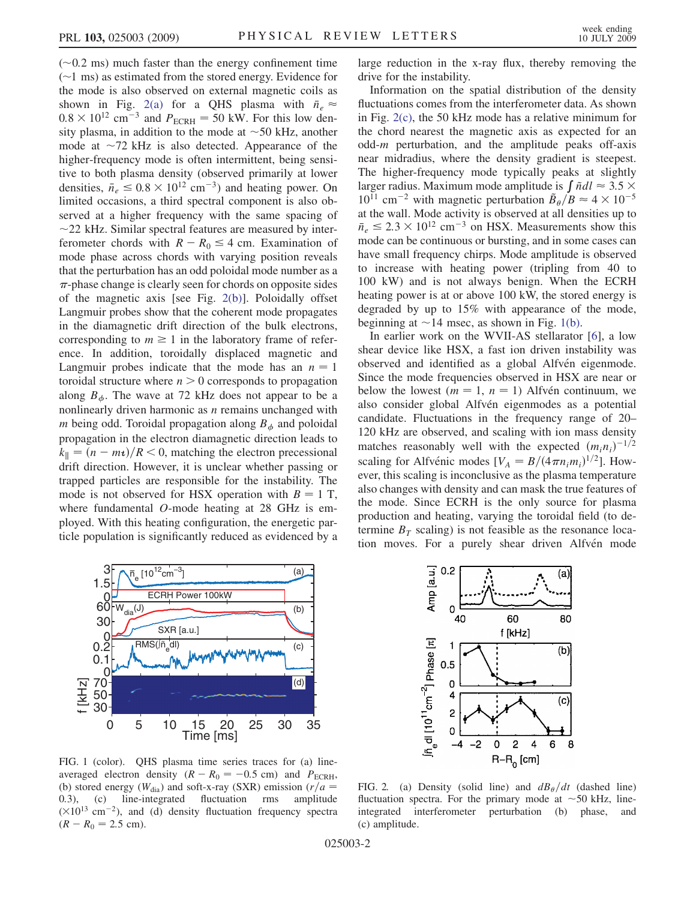(~0.2 ms) much faster than the energy confinement time (~1 ms) as estimated from the stored energy. Evidence for the mode is also observed on external magnetic coils as shown in Fig. 2(a) for a QHS plasma with $\bar{n}_e \approx 0.8 \times 10^{12}$ cm$^{-3}$ and $P_{\mathrm{ECRH}} = 50$ kW. For this low density plasma, in addition to the mode at ~50 kHz, another mode at ~72 kHz is also detected. Appearance of the higher-frequency mode is often intermittent, being sensitive to both plasma density (observed primarily at lower densities, $\bar{n}_e \leq 0.8 \times 10^{12}$ cm$^{-3}$) and heating power. On limited occasions, a third spectral component is also observed at a higher frequency with the same spacing of ~22 kHz. Similar spectral features are measured by interferometer chords with $R - R_0 \leq 4$ cm. Examination of mode phase across chords with varying position reveals that the perturbation has an odd poloidal mode number as a $\pi$-phase change is clearly seen for chords on opposite sides of the magnetic axis [see Fig. 2(b)]. Poloidally offset Langmuir probes show that the coherent mode propagates in the diamagnetic drift direction of the bulk electrons, corresponding to $m \geq 1$ in the laboratory frame of reference. In addition, toroidally displaced magnetic and Langmuir probes indicate that the mode has an $n = 1$ toroidal structure where $n > 0$ corresponds to propagation along $B_\phi$. The wave at 72 kHz does not appear to be a nonlinearly driven harmonic as $n$ remains unchanged with $m$ being odd. Toroidal propagation along $B_\phi$ and poloidal propagation in the electron diamagnetic direction leads to $k_\parallel = (n - m\iota)/R < 0$, matching the electron precessional drift direction. However, it is unclear whether passing or trapped particles are responsible for the instability. The mode is not observed for HSX operation with $B = 1$ T, where fundamental $O$-mode heating at 28 GHz is employed. With this heating configuration, the energetic particle population is significantly reduced as evidenced by a large reduction in the x-ray flux, thereby removing the drive for the instability.

Information on the spatial distribution of the density fluctuations comes from the interferometer data. As shown in Fig. 2(c), the 50 kHz mode has a relative minimum for the chord nearest the magnetic axis as expected for an odd-$m$ perturbation, and the amplitude peaks off-axis near midradius, where the density gradient is steepest. The higher-frequency mode typically peaks at slightly larger radius. Maximum mode amplitude is $\int \tilde{n} dl \approx 3.5 \times 10^{11}$ cm$^{-2}$ with magnetic perturbation $\tilde{B}_\theta / B \approx 4 \times 10^{-5}$ at the wall. Mode activity is observed at all densities up to $\bar{n}_e \leq 2.3 \times 10^{12}$ cm$^{-3}$ on HSX. Measurements show this mode can be continuous or bursting, and in some cases can have small frequency chirps. Mode amplitude is observed to increase with heating power (tripling from 40 to 100 kW) and is not always benign. When the ECRH heating power is at or above 100 kW, the stored energy is degraded by up to 15% with appearance of the mode, beginning at ~14 msec, as shown in Fig. 1(b).

In earlier work on the WVII-AS stellarator [6], a low shear device like HSX, a fast ion driven instability was observed and identified as a global Alfvén eigenmode. Since the mode frequencies observed in HSX are near or below the lowest ($m = 1$, $n = 1$) Alfvén continuum, we also consider global Alfvén eigenmodes as a potential candidate. Fluctuations in the frequency range of 20–120 kHz are observed, and scaling with ion mass density matches reasonably well with the expected $(m_i n_i)^{-1/2}$ scaling for Alfvénic modes [$V_A = B/(4\pi n_i m_i)^{1/2}$]. However, this scaling is inconclusive as the plasma temperature also changes with density and can mask the true features of the mode. Since ECRH is the only source for plasma production and heating, varying the toroidal field (to determine $B_T$ scaling) is not feasible as the resonance location moves. For a purely shear driven Alfvén mode

FIG. 1 (color). QHS plasma time series traces for (a) line-averaged electron density ($R - R_0 = -0.5$ cm) and $P_{\mathrm{ECRH}}$, (b) stored energy ($W_{\mathrm{dia}}$) and soft-x-ray (SXR) emission ($r/a = 0.3$), (c) line-integrated fluctuation rms amplitude ($\times 10^{13}$ cm$^{-2}$), and (d) density fluctuation frequency spectra ($R - R_0 = 2.5$ cm).

FIG. 2. (a) Density (solid line) and $dB_\theta/dt$ (dashed line) fluctuation spectra. For the primary mode at ~50 kHz, line-integrated interferometer perturbation (b) phase, and (c) amplitude.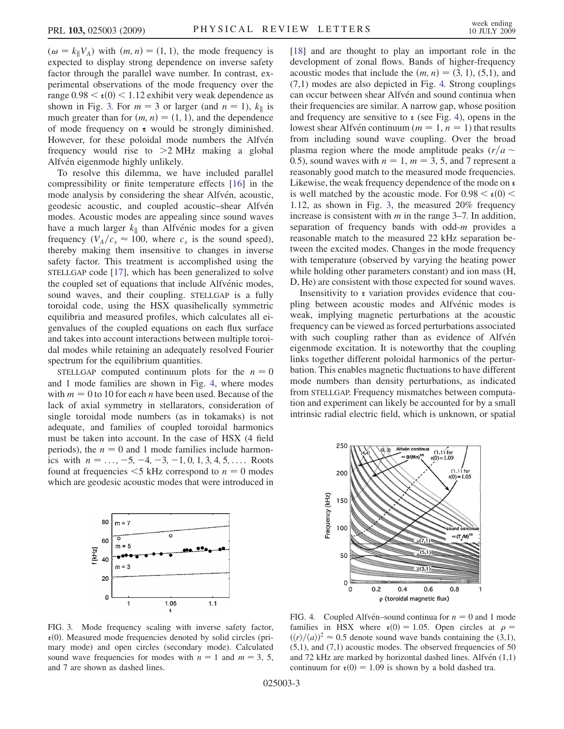($\omega = k_{\|} V_A$) with $(m, n) = (1, 1)$, the mode frequency is expected to display strong dependence on inverse safety factor through the parallel wave number. In contrast, experimental observations of the mode frequency over the range $0.98 < \iota(0) < 1.12$ exhibit very weak dependence as shown in Fig. 3. For $m = 3$ or larger (and $n = 1$), $k_{\|}$ is much greater than for $(m, n) = (1, 1)$, and the dependence of mode frequency on $\iota$ would be strongly diminished. However, for these poloidal mode numbers the Alfvén frequency would rise to $>2$ MHz making a global Alfvén eigenmode highly unlikely.

To resolve this dilemma, we have included parallel compressibility or finite temperature effects [16] in the mode analysis by considering the shear Alfvén, acoustic, geodesic acoustic, and coupled acoustic–shear Alfvén modes. Acoustic modes are appealing since sound waves have a much larger $k_{\|}$ than Alfvénic modes for a given frequency ($V_A/c_s \approx 100$, where $c_s$ is the sound speed), thereby making them insensitive to changes in inverse safety factor. This treatment is accomplished using the STELLGAP code [17], which has been generalized to solve the coupled set of equations that include Alfvénic modes, sound waves, and their coupling. STELLGAP is a fully toroidal code, using the HSX quasihelically symmetric equilibria and measured profiles, which calculates all eigenvalues of the coupled equations on each flux surface and takes into account interactions between multiple toroidal modes while retaining an adequately resolved Fourier spectrum for the equilibrium quantities.

STELLGAP computed continuum plots for the $n = 0$ and 1 mode families are shown in Fig. 4, where modes with $m = 0$ to 10 for each $n$ have been used. Because of the lack of axial symmetry in stellarators, consideration of single toroidal mode numbers (as in tokamaks) is not adequate, and families of coupled toroidal harmonics must be taken into account. In the case of HSX (4 field periods), the $n = 0$ and 1 mode families include harmonics with $n = \ldots, -5, -4, -3, -1, 0, 1, 3, 4, 5, \ldots$. Roots found at frequencies $<5$ kHz correspond to $n = 0$ modes which are geodesic acoustic modes that were introduced in [18] and are thought to play an important role in the development of zonal flows. Bands of higher-frequency acoustic modes that include the $(m, n) = (3, 1)$, (5,1), and (7,1) modes are also depicted in Fig. 4. Strong couplings can occur between shear Alfvén and sound continua when their frequencies are similar. A narrow gap, whose position and frequency are sensitive to $\iota$ (see Fig. 4), opens in the lowest shear Alfvén continuum ($m = 1$, $n = 1$) that results from including sound wave coupling. Over the broad plasma region where the mode amplitude peaks ($r/a \sim 0.5$), sound waves with $n = 1$, $m = 3$, 5, and 7 represent a reasonably good match to the measured mode frequencies. Likewise, the weak frequency dependence of the mode on $\iota$ is well matched by the acoustic mode. For $0.98 < \iota(0) < 1.12$, as shown in Fig. 3, the measured 20% frequency increase is consistent with $m$ in the range 3–7. In addition, separation of frequency bands with odd-$m$ provides a reasonable match to the measured 22 kHz separation between the excited modes. Changes in the mode frequency with temperature (observed by varying the heating power while holding other parameters constant) and ion mass (H, D, He) are consistent with those expected for sound waves.

Insensitivity to $\iota$ variation provides evidence that coupling between acoustic modes and Alfvénic modes is weak, implying magnetic perturbations at the acoustic frequency can be viewed as forced perturbations associated with such coupling rather than as evidence of Alfvén eigenmode excitation. It is noteworthy that the coupling links together different poloidal harmonics of the perturbation. This enables magnetic fluctuations to have different mode numbers than density perturbations, as indicated from STELLGAP. Frequency mismatches between computation and experiment can likely be accounted for by a small intrinsic radial electric field, which is unknown, or spatial

FIG. 3. Mode frequency scaling with inverse safety factor, $\iota(0)$. Measured mode frequencies denoted by solid circles (primary mode) and open circles (secondary mode). Calculated sound wave frequencies for modes with $n = 1$ and $m = 3$, 5, and 7 are shown as dashed lines.

FIG. 4. Coupled Alfvén–sound continua for $n = 0$ and 1 mode families in HSX where $\iota(0) = 1.05$. Open circles at $\rho = (\langle r \rangle / \langle a \rangle)^2 \approx 0.5$ denote sound wave bands containing the (3,1), (5,1), and (7,1) acoustic modes. The observed frequencies of 50 and 72 kHz are marked by horizontal dashed lines. Alfvén (1,1) continuum for $\iota(0) = 1.09$ is shown by a bold dashed tra.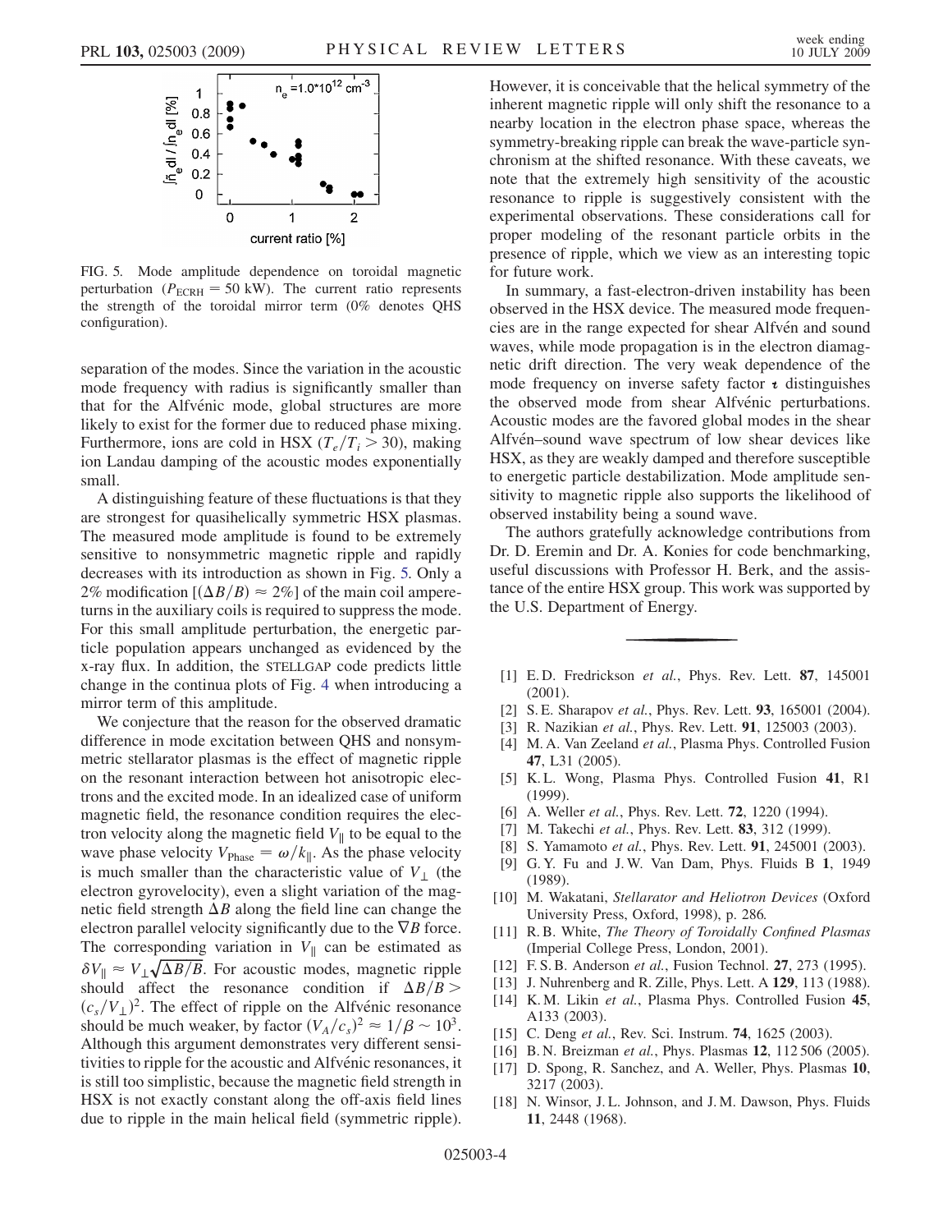$n_e = 1.0 \times 10^{12}$ cm$^{-3}$

$\int \tilde{n}_e dl / \int n_e dl$ [%]

1
0.8
0.6
0.4
0.2
0

0 1 2

current ratio [%]

FIG. 5. Mode amplitude dependence on toroidal magnetic perturbation ($P_{\rm ECRH} = 50$ kW). The current ratio represents the strength of the toroidal mirror term (0% denotes QHS configuration).

separation of the modes. Since the variation in the acoustic mode frequency with radius is significantly smaller than that for the Alfvénic mode, global structures are more likely to exist for the former due to reduced phase mixing. Furthermore, ions are cold in HSX ($T_e/T_i > 30$), making ion Landau damping of the acoustic modes exponentially small.

A distinguishing feature of these fluctuations is that they are strongest for quasihelically symmetric HSX plasmas. The measured mode amplitude is found to be extremely sensitive to nonsymmetric magnetic ripple and rapidly decreases with its introduction as shown in Fig. 5. Only a 2% modification [$(\Delta B/B) \approx 2\%$] of the main coil ampereturns in the auxiliary coils is required to suppress the mode. For this small amplitude perturbation, the energetic particle population appears unchanged as evidenced by the x-ray flux. In addition, the STELLGAP code predicts little change in the continua plots of Fig. 4 when introducing a mirror term of this amplitude.

We conjecture that the reason for the observed dramatic difference in mode excitation between QHS and nonsymmetric stellarator plasmas is the effect of magnetic ripple on the resonant interaction between hot anisotropic electrons and the excited mode. In an idealized case of uniform magnetic field, the resonance condition requires the electron velocity along the magnetic field $V_\parallel$ to be equal to the wave phase velocity $V_{\rm Phase} = \omega/k_\parallel$. As the phase velocity is much smaller than the characteristic value of $V_\perp$ (the electron gyrovelocity), even a slight variation of the magnetic field strength $\Delta B$ along the field line can change the electron parallel velocity significantly due to the $\nabla B$ force. The corresponding variation in $V_\parallel$ can be estimated as $\delta V_\parallel \approx V_\perp \sqrt{\Delta B/B}$. For acoustic modes, magnetic ripple should affect the resonance condition if $\Delta B/B > (c_s/V_\perp)^2$. The effect of ripple on the Alfvénic resonance should be much weaker, by factor $(V_A/c_s)^2 \approx 1/\beta \sim 10^3$. Although this argument demonstrates very different sensitivities to ripple for the acoustic and Alfvénic resonances, it is still too simplistic, because the magnetic field strength in HSX is not exactly constant along the off-axis field lines due to ripple in the main helical field (symmetric ripple). However, it is conceivable that the helical symmetry of the inherent magnetic ripple will only shift the resonance to a nearby location in the electron phase space, whereas the symmetry-breaking ripple can break the wave-particle synchronism at the shifted resonance. With these caveats, we note that the extremely high sensitivity of the acoustic resonance to ripple is suggestively consistent with the experimental observations. These considerations call for proper modeling of the resonant particle orbits in the presence of ripple, which we view as an interesting topic for future work.

In summary, a fast-electron-driven instability has been observed in the HSX device. The measured mode frequencies are in the range expected for shear Alfvén and sound waves, while mode propagation is in the electron diamagnetic drift direction. The very weak dependence of the mode frequency on inverse safety factor $\iota$ distinguishes the observed mode from shear Alfvénic perturbations. Acoustic modes are the favored global modes in the shear Alfvén–sound wave spectrum of low shear devices like HSX, as they are weakly damped and therefore susceptible to energetic particle destabilization. Mode amplitude sensitivity to magnetic ripple also supports the likelihood of observed instability being a sound wave.

The authors gratefully acknowledge contributions from Dr. D. Eremin and Dr. A. Konies for code benchmarking, useful discussions with Professor H. Berk, and the assistance of the entire HSX group. This work was supported by the U.S. Department of Energy.

---

[1] E. D. Fredrickson *et al.*, Phys. Rev. Lett. **87**, 145001 (2001).

[2] S. E. Sharapov *et al.*, Phys. Rev. Lett. **93**, 165001 (2004).

[3] R. Nazikian *et al.*, Phys. Rev. Lett. **91**, 125003 (2003).

[4] M. A. Van Zeeland *et al.*, Plasma Phys. Controlled Fusion **47**, L31 (2005).

[5] K. L. Wong, Plasma Phys. Controlled Fusion **41**, R1 (1999).

[6] A. Weller *et al.*, Phys. Rev. Lett. **72**, 1220 (1994).

[7] M. Takechi *et al.*, Phys. Rev. Lett. **83**, 312 (1999).

[8] S. Yamamoto *et al.*, Phys. Rev. Lett. **91**, 245001 (2003).

[9] G. Y. Fu and J. W. Van Dam, Phys. Fluids B **1**, 1949 (1989).

[10] M. Wakatani, *Stellarator and Heliotron Devices* (Oxford University Press, Oxford, 1998), p. 286.

[11] R. B. White, *The Theory of Toroidally Confined Plasmas* (Imperial College Press, London, 2001).

[12] F. S. B. Anderson *et al.*, Fusion Technol. **27**, 273 (1995).

[13] J. Nuhrenberg and R. Zille, Phys. Lett. A **129**, 113 (1988).

[14] K. M. Likin *et al.*, Plasma Phys. Controlled Fusion **45**, A133 (2003).

[15] C. Deng *et al.*, Rev. Sci. Instrum. **74**, 1625 (2003).

[16] B. N. Breizman *et al.*, Phys. Plasmas **12**, 112 506 (2005).

[17] D. Spong, R. Sanchez, and A. Weller, Phys. Plasmas **10**, 3217 (2003).

[18] N. Winsor, J. L. Johnson, and J. M. Dawson, Phys. Fluids **11**, 2448 (1968).